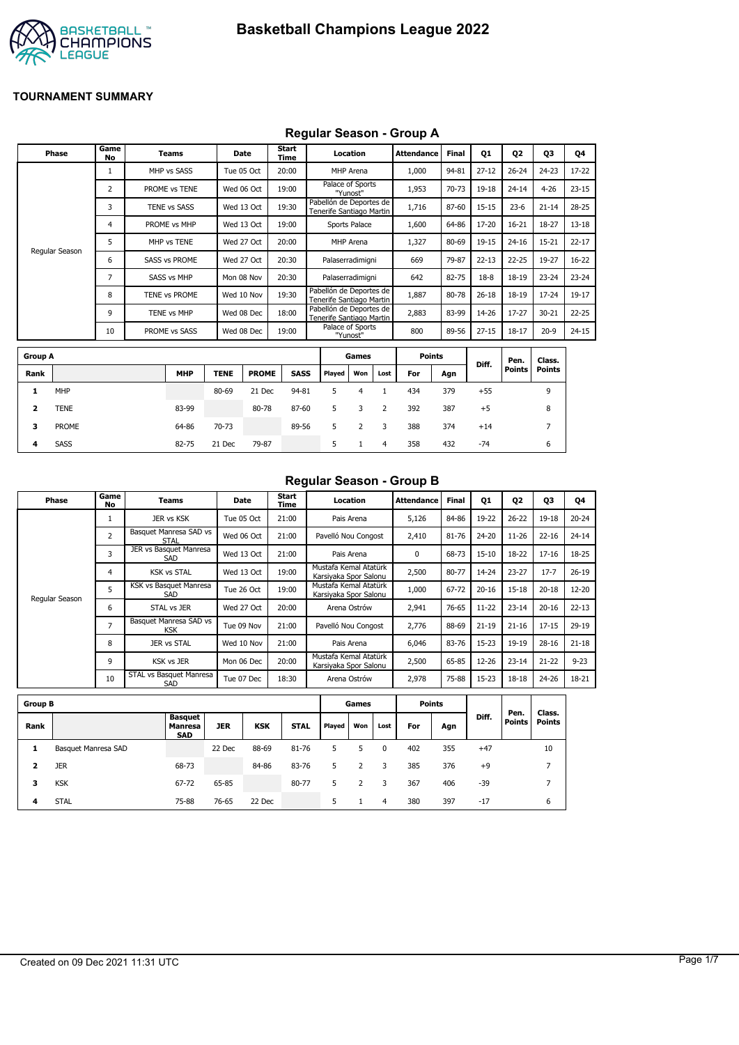# Basketball Champions League 2022

## TOURNAMENT SUMMARY

### Regular Season - Group A

| Phase | Game No | Teams | Date | Start Time | Location | Attendance | Final | Q1 | Q2 | Q3 | Q4 |
|---|---|---|---|---|---|---|---|---|---|---|---|
| Regular Season | 1 | MHP vs SASS | Tue 05 Oct | 20:00 | MHP Arena | 1,000 | 94-81 | 27-12 | 26-24 | 24-23 | 17-22 |
| | 2 | PROME vs TENE | Wed 06 Oct | 19:00 | Palace of Sports "Yunost" | 1,953 | 70-73 | 19-18 | 24-14 | 4-26 | 23-15 |
| | 3 | TENE vs SASS | Wed 13 Oct | 19:30 | Pabellón de Deportes de Tenerife Santiago Martin | 1,716 | 87-60 | 15-15 | 23-6 | 21-14 | 28-25 |
| | 4 | PROME vs MHP | Wed 13 Oct | 19:00 | Sports Palace | 1,600 | 64-86 | 17-20 | 16-21 | 18-27 | 13-18 |
| | 5 | MHP vs TENE | Wed 27 Oct | 20:00 | MHP Arena | 1,327 | 80-69 | 19-15 | 24-16 | 15-21 | 22-17 |
| | 6 | SASS vs PROME | Wed 27 Oct | 20:30 | Palaserradimigni | 669 | 79-87 | 22-13 | 22-25 | 19-27 | 16-22 |
| | 7 | SASS vs MHP | Mon 08 Nov | 20:30 | Palaserradimigni | 642 | 82-75 | 18-8 | 18-19 | 23-24 | 23-24 |
| | 8 | TENE vs PROME | Wed 10 Nov | 19:30 | Pabellón de Deportes de Tenerife Santiago Martin | 1,887 | 80-78 | 26-18 | 18-19 | 17-24 | 19-17 |
| | 9 | TENE vs MHP | Wed 08 Dec | 18:00 | Pabellón de Deportes de Tenerife Santiago Martin | 2,883 | 83-99 | 14-26 | 17-27 | 30-21 | 22-25 |
| | 10 | PROME vs SASS | Wed 08 Dec | 19:00 | Palace of Sports "Yunost" | 800 | 89-56 | 27-15 | 18-17 | 20-9 | 24-15 |

| Group A | | | | | | Games | | | Points | | Diff. | Pen. Points | Class. Points |
|---|---|---|---|---|---|---|---|---|---|---|---|---|---|
| Rank | | MHP | TENE | PROME | SASS | Played | Won | Lost | For | Agn | | | |
| 1 | MHP | | 80-69 | 21 Dec | 94-81 | 5 | 4 | 1 | 434 | 379 | +55 | | 9 |
| 2 | TENE | 83-99 | | 80-78 | 87-60 | 5 | 3 | 2 | 392 | 387 | +5 | | 8 |
| 3 | PROME | 64-86 | 70-73 | | 89-56 | 5 | 2 | 3 | 388 | 374 | +14 | | 7 |
| 4 | SASS | 82-75 | 21 Dec | 79-87 | | 5 | 1 | 4 | 358 | 432 | -74 | | 6 |

### Regular Season - Group B

| Phase | Game No | Teams | Date | Start Time | Location | Attendance | Final | Q1 | Q2 | Q3 | Q4 |
|---|---|---|---|---|---|---|---|---|---|---|---|
| Regular Season | 1 | JER vs KSK | Tue 05 Oct | 21:00 | Pais Arena | 5,126 | 84-86 | 19-22 | 26-22 | 19-18 | 20-24 |
| | 2 | Basquet Manresa SAD vs STAL | Wed 06 Oct | 21:00 | Pavelló Nou Congost | 2,410 | 81-76 | 24-20 | 11-26 | 22-16 | 24-14 |
| | 3 | JER vs Basquet Manresa SAD | Wed 13 Oct | 21:00 | Pais Arena | 0 | 68-73 | 15-10 | 18-22 | 17-16 | 18-25 |
| | 4 | KSK vs STAL | Wed 13 Oct | 19:00 | Mustafa Kemal Atatürk Karsiyaka Spor Salonu | 2,500 | 80-77 | 14-24 | 23-27 | 17-7 | 26-19 |
| | 5 | KSK vs Basquet Manresa SAD | Tue 26 Oct | 19:00 | Mustafa Kemal Atatürk Karsiyaka Spor Salonu | 1,000 | 67-72 | 20-16 | 15-18 | 20-18 | 12-20 |
| | 6 | STAL vs JER | Wed 27 Oct | 20:00 | Arena Ostrów | 2,941 | 76-65 | 11-22 | 23-14 | 20-16 | 22-13 |
| | 7 | Basquet Manresa SAD vs KSK | Tue 09 Nov | 21:00 | Pavelló Nou Congost | 2,776 | 88-69 | 21-19 | 21-16 | 17-15 | 29-19 |
| | 8 | JER vs STAL | Wed 10 Nov | 21:00 | Pais Arena | 6,046 | 83-76 | 15-23 | 19-19 | 28-16 | 21-18 |
| | 9 | KSK vs JER | Mon 06 Dec | 20:00 | Mustafa Kemal Atatürk Karsiyaka Spor Salonu | 2,500 | 65-85 | 12-26 | 23-14 | 21-22 | 9-23 |
| | 10 | STAL vs Basquet Manresa SAD | Tue 07 Dec | 18:30 | Arena Ostrów | 2,978 | 75-88 | 15-23 | 18-18 | 24-26 | 18-21 |

| Group B | | | | | | Games | | | Points | | Diff. | Pen. Points | Class. Points |
|---|---|---|---|---|---|---|---|---|---|---|---|---|---|
| Rank | | Basquet Manresa SAD | JER | KSK | STAL | Played | Won | Lost | For | Agn | | | |
| 1 | Basquet Manresa SAD | | 22 Dec | 88-69 | 81-76 | 5 | 5 | 0 | 402 | 355 | +47 | | 10 |
| 2 | JER | 68-73 | | 84-86 | 83-76 | 5 | 2 | 3 | 385 | 376 | +9 | | 7 |
| 3 | KSK | 67-72 | 65-85 | | 80-77 | 5 | 2 | 3 | 367 | 406 | -39 | | 7 |
| 4 | STAL | 75-88 | 76-65 | 22 Dec | | 5 | 1 | 4 | 380 | 397 | -17 | | 6 |

Created on 09 Dec 2021 11:31 UTC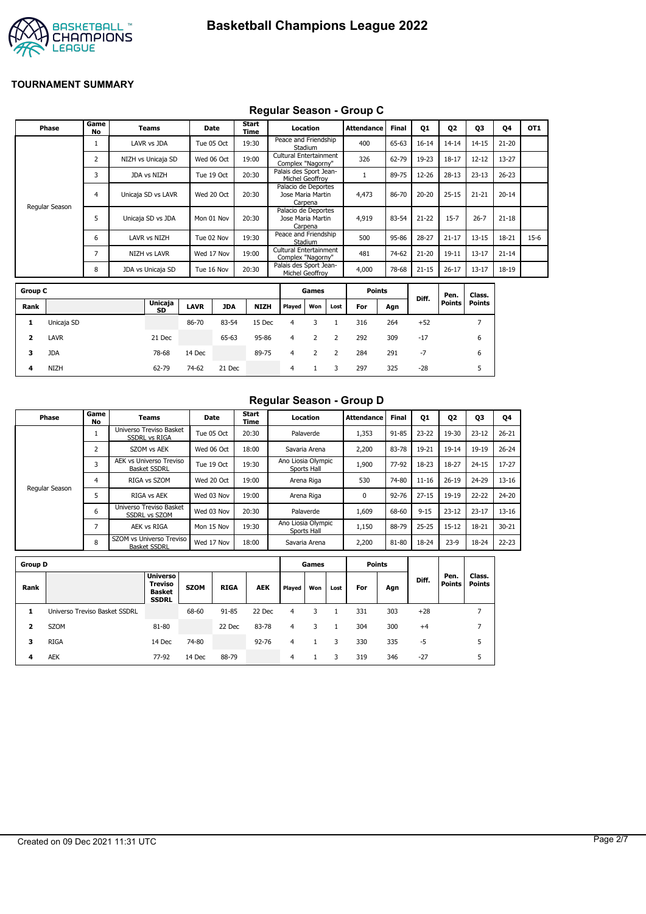# Basketball Champions League 2022

**TOURNAMENT SUMMARY**

## Regular Season - Group C

| Phase | Game No | Teams | Date | Start Time | Location | Attendance | Final | Q1 | Q2 | Q3 | Q4 | OT1 |
|---|---|---|---|---|---|---|---|---|---|---|---|---|
| Regular Season | 1 | LAVR vs JDA | Tue 05 Oct | 19:30 | Peace and Friendship Stadium | 400 | 65-63 | 16-14 | 14-14 | 14-15 | 21-20 | |
| | 2 | NIZH vs Unicaja SD | Wed 06 Oct | 19:00 | Cultural Entertainment Complex "Nagorny" | 326 | 62-79 | 19-23 | 18-17 | 12-12 | 13-27 | |
| | 3 | JDA vs NIZH | Tue 19 Oct | 20:30 | Palais des Sport Jean-Michel Geoffroy | 1 | 89-75 | 12-26 | 28-13 | 23-13 | 26-23 | |
| | 4 | Unicaja SD vs LAVR | Wed 20 Oct | 20:30 | Palacio de Deportes Jose Maria Martin Carpena | 4,473 | 86-70 | 20-20 | 25-15 | 21-21 | 20-14 | |
| | 5 | Unicaja SD vs JDA | Mon 01 Nov | 20:30 | Palacio de Deportes Jose Maria Martin Carpena | 4,919 | 83-54 | 21-22 | 15-7 | 26-7 | 21-18 | |
| | 6 | LAVR vs NIZH | Tue 02 Nov | 19:30 | Peace and Friendship Stadium | 500 | 95-86 | 28-27 | 21-17 | 13-15 | 18-21 | 15-6 |
| | 7 | NIZH vs LAVR | Wed 17 Nov | 19:00 | Cultural Entertainment Complex "Nagorny" | 481 | 74-62 | 21-20 | 19-11 | 13-17 | 21-14 | |
| | 8 | JDA vs Unicaja SD | Tue 16 Nov | 20:30 | Palais des Sport Jean-Michel Geoffroy | 4,000 | 78-68 | 21-15 | 26-17 | 13-17 | 18-19 | |

| Group C | | | | | | Games | | | Points | | | | |
|---|---|---|---|---|---|---|---|---|---|---|---|---|---|
| Rank | | Unicaja SD | LAVR | JDA | NIZH | Played | Won | Lost | For | Agn | Diff. | Pen. Points | Class. Points |
| 1 | Unicaja SD | | 86-70 | 83-54 | 15 Dec | 4 | 3 | 1 | 316 | 264 | +52 | | 7 |
| 2 | LAVR | 21 Dec | | 65-63 | 95-86 | 4 | 2 | 2 | 292 | 309 | -17 | | 6 |
| 3 | JDA | 78-68 | 14 Dec | | 89-75 | 4 | 2 | 2 | 284 | 291 | -7 | | 6 |
| 4 | NIZH | 62-79 | 74-62 | 21 Dec | | 4 | 1 | 3 | 297 | 325 | -28 | | 5 |

## Regular Season - Group D

| Phase | Game No | Teams | Date | Start Time | Location | Attendance | Final | Q1 | Q2 | Q3 | Q4 |
|---|---|---|---|---|---|---|---|---|---|---|---|
| Regular Season | 1 | Universo Treviso Basket SSDRL vs RIGA | Tue 05 Oct | 20:30 | Palaverde | 1,353 | 91-85 | 23-22 | 19-30 | 23-12 | 26-21 |
| | 2 | SZOM vs AEK | Wed 06 Oct | 18:00 | Savaria Arena | 2,200 | 83-78 | 19-21 | 19-14 | 19-19 | 26-24 |
| | 3 | AEK vs Universo Treviso Basket SSDRL | Tue 19 Oct | 19:30 | Ano Liosia Olympic Sports Hall | 1,900 | 77-92 | 18-23 | 18-27 | 24-15 | 17-27 |
| | 4 | RIGA vs SZOM | Wed 20 Oct | 19:00 | Arena Riga | 530 | 74-80 | 11-16 | 26-19 | 24-29 | 13-16 |
| | 5 | RIGA vs AEK | Wed 03 Nov | 19:00 | Arena Riga | 0 | 92-76 | 27-15 | 19-19 | 22-22 | 24-20 |
| | 6 | Universo Treviso Basket SSDRL vs SZOM | Wed 03 Nov | 20:30 | Palaverde | 1,609 | 68-60 | 9-15 | 23-12 | 23-17 | 13-16 |
| | 7 | AEK vs RIGA | Mon 15 Nov | 19:30 | Ano Liosia Olympic Sports Hall | 1,150 | 88-79 | 25-25 | 15-12 | 18-21 | 30-21 |
| | 8 | SZOM vs Universo Treviso Basket SSDRL | Wed 17 Nov | 18:00 | Savaria Arena | 2,200 | 81-80 | 18-24 | 23-9 | 18-24 | 22-23 |

| Group D | | | | | | Games | | | Points | | | | |
|---|---|---|---|---|---|---|---|---|---|---|---|---|---|
| Rank | | Universo Treviso Basket SSDRL | SZOM | RIGA | AEK | Played | Won | Lost | For | Agn | Diff. | Pen. Points | Class. Points |
| 1 | Universo Treviso Basket SSDRL | | 68-60 | 91-85 | 22 Dec | 4 | 3 | 1 | 331 | 303 | +28 | | 7 |
| 2 | SZOM | 81-80 | | 22 Dec | 83-78 | 4 | 3 | 1 | 304 | 300 | +4 | | 7 |
| 3 | RIGA | 14 Dec | 74-80 | | 92-76 | 4 | 1 | 3 | 330 | 335 | -5 | | 5 |
| 4 | AEK | 77-92 | 14 Dec | 88-79 | | 4 | 1 | 3 | 319 | 346 | -27 | | 5 |

Created on 09 Dec 2021 11:31 UTC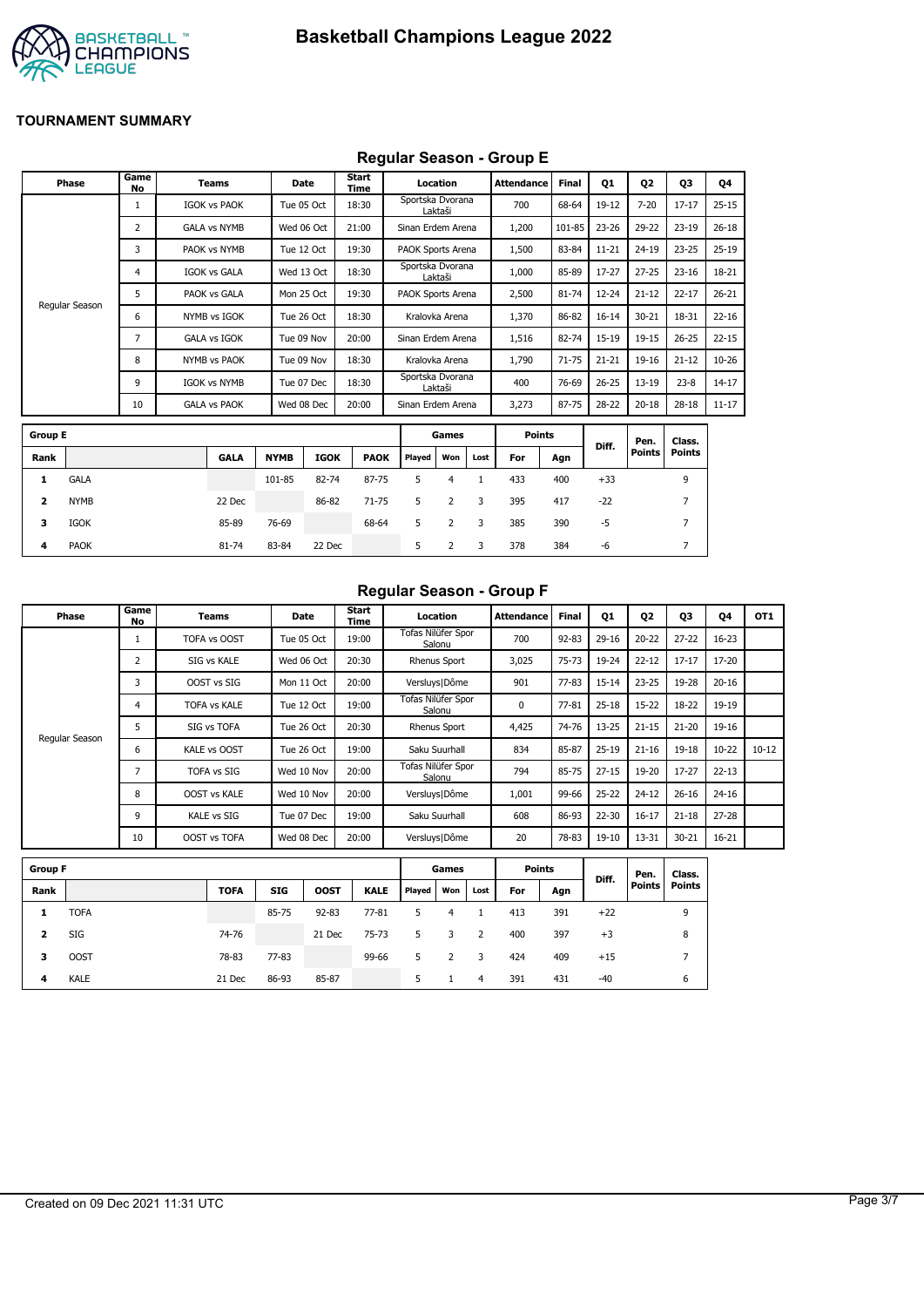# Basketball Champions League 2022

**TOURNAMENT SUMMARY**

## Regular Season - Group E

| Phase | Game No | Teams | Date | Start Time | Location | Attendance | Final | Q1 | Q2 | Q3 | Q4 |
|---|---|---|---|---|---|---|---|---|---|---|---|
| Regular Season | 1 | IGOK vs PAOK | Tue 05 Oct | 18:30 | Sportska Dvorana Laktaši | 700 | 68-64 | 19-12 | 7-20 | 17-17 | 25-15 |
| | 2 | GALA vs NYMB | Wed 06 Oct | 21:00 | Sinan Erdem Arena | 1,200 | 101-85 | 23-26 | 29-22 | 23-19 | 26-18 |
| | 3 | PAOK vs NYMB | Tue 12 Oct | 19:30 | PAOK Sports Arena | 1,500 | 83-84 | 11-21 | 24-19 | 23-25 | 25-19 |
| | 4 | IGOK vs GALA | Wed 13 Oct | 18:30 | Sportska Dvorana Laktaši | 1,000 | 85-89 | 17-27 | 27-25 | 23-16 | 18-21 |
| | 5 | PAOK vs GALA | Mon 25 Oct | 19:30 | PAOK Sports Arena | 2,500 | 81-74 | 12-24 | 21-12 | 22-17 | 26-21 |
| | 6 | NYMB vs IGOK | Tue 26 Oct | 18:30 | Kralovka Arena | 1,370 | 86-82 | 16-14 | 30-21 | 18-31 | 22-16 |
| | 7 | GALA vs IGOK | Tue 09 Nov | 20:00 | Sinan Erdem Arena | 1,516 | 82-74 | 15-19 | 19-15 | 26-25 | 22-15 |
| | 8 | NYMB vs PAOK | Tue 09 Nov | 18:30 | Kralovka Arena | 1,790 | 71-75 | 21-21 | 19-16 | 21-12 | 10-26 |
| | 9 | IGOK vs NYMB | Tue 07 Dec | 18:30 | Sportska Dvorana Laktaši | 400 | 76-69 | 26-25 | 13-19 | 23-8 | 14-17 |
| | 10 | GALA vs PAOK | Wed 08 Dec | 20:00 | Sinan Erdem Arena | 3,273 | 87-75 | 28-22 | 20-18 | 28-18 | 11-17 |

| Group E | | | | | | Games | | | Points | | Diff. | Pen. Points | Class. Points |
|---|---|---|---|---|---|---|---|---|---|---|---|---|---|
| Rank | | GALA | NYMB | IGOK | PAOK | Played | Won | Lost | For | Agn | | | |
| 1 | GALA | | 101-85 | 82-74 | 87-75 | 5 | 4 | 1 | 433 | 400 | +33 | | 9 |
| 2 | NYMB | 22 Dec | | 86-82 | 71-75 | 5 | 2 | 3 | 395 | 417 | -22 | | 7 |
| 3 | IGOK | 85-89 | 76-69 | | 68-64 | 5 | 2 | 3 | 385 | 390 | -5 | | 7 |
| 4 | PAOK | 81-74 | 83-84 | 22 Dec | | 5 | 2 | 3 | 378 | 384 | -6 | | 7 |

## Regular Season - Group F

| Phase | Game No | Teams | Date | Start Time | Location | Attendance | Final | Q1 | Q2 | Q3 | Q4 | OT1 |
|---|---|---|---|---|---|---|---|---|---|---|---|---|
| Regular Season | 1 | TOFA vs OOST | Tue 05 Oct | 19:00 | Tofas Nilüfer Spor Salonu | 700 | 92-83 | 29-16 | 20-22 | 27-22 | 16-23 | |
| | 2 | SIG vs KALE | Wed 06 Oct | 20:30 | Rhenus Sport | 3,025 | 75-73 | 19-24 | 22-12 | 17-17 | 17-20 | |
| | 3 | OOST vs SIG | Mon 11 Oct | 20:00 | Versluys\|Dôme | 901 | 77-83 | 15-14 | 23-25 | 19-28 | 20-16 | |
| | 4 | TOFA vs KALE | Tue 12 Oct | 19:00 | Tofas Nilüfer Spor Salonu | 0 | 77-81 | 25-18 | 15-22 | 18-22 | 19-19 | |
| | 5 | SIG vs TOFA | Tue 26 Oct | 20:30 | Rhenus Sport | 4,425 | 74-76 | 13-25 | 21-15 | 21-20 | 19-16 | |
| | 6 | KALE vs OOST | Tue 26 Oct | 19:00 | Saku Suurhall | 834 | 85-87 | 25-19 | 21-16 | 19-18 | 10-22 | 10-12 |
| | 7 | TOFA vs SIG | Wed 10 Nov | 20:00 | Tofas Nilüfer Spor Salonu | 794 | 85-75 | 27-15 | 19-20 | 17-27 | 22-13 | |
| | 8 | OOST vs KALE | Wed 10 Nov | 20:00 | Versluys\|Dôme | 1,001 | 99-66 | 25-22 | 24-12 | 26-16 | 24-16 | |
| | 9 | KALE vs SIG | Tue 07 Dec | 19:00 | Saku Suurhall | 608 | 86-93 | 22-30 | 16-17 | 21-18 | 27-28 | |
| | 10 | OOST vs TOFA | Wed 08 Dec | 20:00 | Versluys\|Dôme | 20 | 78-83 | 19-10 | 13-31 | 30-21 | 16-21 | |

| Group F | | | | | | Games | | | Points | | Diff. | Pen. Points | Class. Points |
|---|---|---|---|---|---|---|---|---|---|---|---|---|---|
| Rank | | TOFA | SIG | OOST | KALE | Played | Won | Lost | For | Agn | | | |
| 1 | TOFA | | 85-75 | 92-83 | 77-81 | 5 | 4 | 1 | 413 | 391 | +22 | | 9 |
| 2 | SIG | 74-76 | | 21 Dec | 75-73 | 5 | 3 | 2 | 400 | 397 | +3 | | 8 |
| 3 | OOST | 78-83 | 77-83 | | 99-66 | 5 | 2 | 3 | 424 | 409 | +15 | | 7 |
| 4 | KALE | 21 Dec | 86-93 | 85-87 | | 5 | 1 | 4 | 391 | 431 | -40 | | 6 |

Created on 09 Dec 2021 11:31 UTC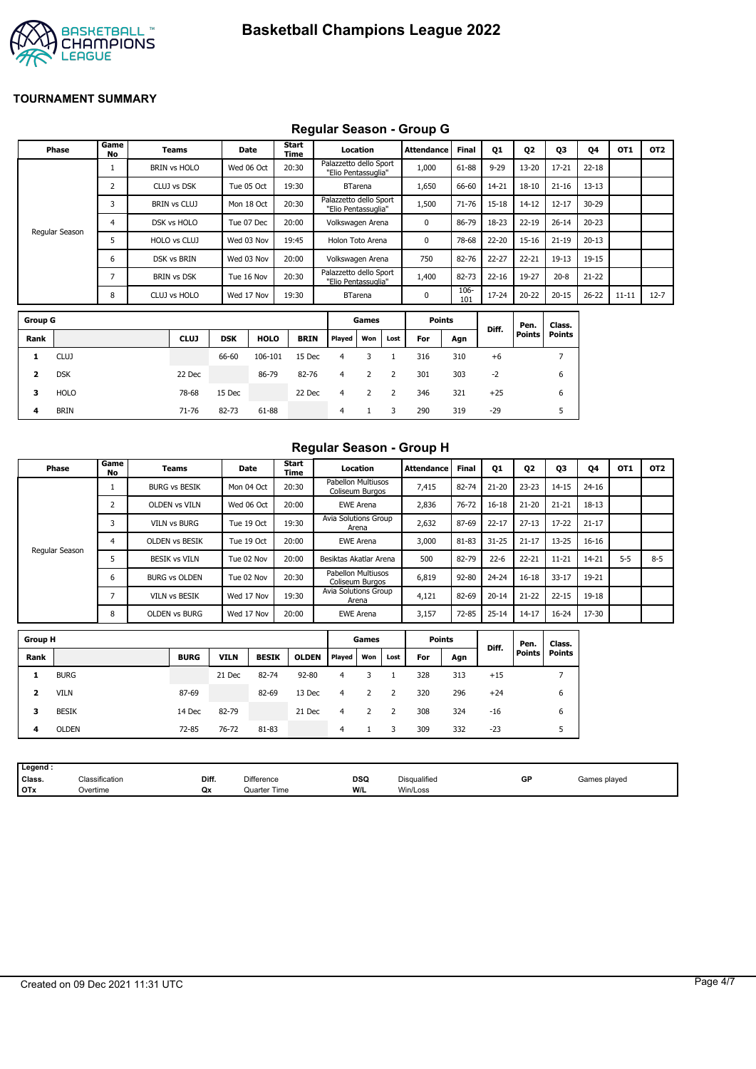# Basketball Champions League 2022

## TOURNAMENT SUMMARY

### Regular Season - Group G

| Phase | Game No | Teams | Date | Start Time | Location | Attendance | Final | Q1 | Q2 | Q3 | Q4 | OT1 | OT2 |
|---|---|---|---|---|---|---|---|---|---|---|---|---|---|
| Regular Season | 1 | BRIN vs HOLO | Wed 06 Oct | 20:30 | Palazzetto dello Sport "Elio Pentassuglia" | 1,000 | 61-88 | 9-29 | 13-20 | 17-21 | 22-18 | | |
| | 2 | CLUJ vs DSK | Tue 05 Oct | 19:30 | BTarena | 1,650 | 66-60 | 14-21 | 18-10 | 21-16 | 13-13 | | |
| | 3 | BRIN vs CLUJ | Mon 18 Oct | 20:30 | Palazzetto dello Sport "Elio Pentassuglia" | 1,500 | 71-76 | 15-18 | 14-12 | 12-17 | 30-29 | | |
| | 4 | DSK vs HOLO | Tue 07 Dec | 20:00 | Volkswagen Arena | 0 | 86-79 | 18-23 | 22-19 | 26-14 | 20-23 | | |
| | 5 | HOLO vs CLUJ | Wed 03 Nov | 19:45 | Holon Toto Arena | 0 | 78-68 | 22-20 | 15-16 | 21-19 | 20-13 | | |
| | 6 | DSK vs BRIN | Wed 03 Nov | 20:00 | Volkswagen Arena | 750 | 82-76 | 22-27 | 22-21 | 19-13 | 19-15 | | |
| | 7 | BRIN vs DSK | Tue 16 Nov | 20:30 | Palazzetto dello Sport "Elio Pentassuglia" | 1,400 | 82-73 | 22-16 | 19-27 | 20-8 | 21-22 | | |
| | 8 | CLUJ vs HOLO | Wed 17 Nov | 19:30 | BTarena | 0 | 106-101 | 17-24 | 20-22 | 20-15 | 26-22 | 11-11 | 12-7 |

| Group G | | | | | | Games | | | Points | | Diff. | Pen. Points | Class. Points |
|---|---|---|---|---|---|---|---|---|---|---|---|---|---|
| Rank | | CLUJ | DSK | HOLO | BRIN | Played | Won | Lost | For | Agn | | | |
| 1 | CLUJ | | 66-60 | 106-101 | 15 Dec | 4 | 3 | 1 | 316 | 310 | +6 | | 7 |
| 2 | DSK | 22 Dec | | 86-79 | 82-76 | 4 | 2 | 2 | 301 | 303 | -2 | | 6 |
| 3 | HOLO | 78-68 | 15 Dec | | 22 Dec | 4 | 2 | 2 | 346 | 321 | +25 | | 6 |
| 4 | BRIN | 71-76 | 82-73 | 61-88 | | 4 | 1 | 3 | 290 | 319 | -29 | | 5 |

### Regular Season - Group H

| Phase | Game No | Teams | Date | Start Time | Location | Attendance | Final | Q1 | Q2 | Q3 | Q4 | OT1 | OT2 |
|---|---|---|---|---|---|---|---|---|---|---|---|---|---|
| Regular Season | 1 | BURG vs BESIK | Mon 04 Oct | 20:30 | Pabellon Multiusos Coliseum Burgos | 7,415 | 82-74 | 21-20 | 23-23 | 14-15 | 24-16 | | |
| | 2 | OLDEN vs VILN | Wed 06 Oct | 20:00 | EWE Arena | 2,836 | 76-72 | 16-18 | 21-20 | 21-21 | 18-13 | | |
| | 3 | VILN vs BURG | Tue 19 Oct | 19:30 | Avia Solutions Group Arena | 2,632 | 87-69 | 22-17 | 27-13 | 17-22 | 21-17 | | |
| | 4 | OLDEN vs BESIK | Tue 19 Oct | 20:00 | EWE Arena | 3,000 | 81-83 | 31-25 | 21-17 | 13-25 | 16-16 | | |
| | 5 | BESIK vs VILN | Tue 02 Nov | 20:00 | Besiktas Akatlar Arena | 500 | 82-79 | 22-6 | 22-21 | 11-21 | 14-21 | 5-5 | 8-5 |
| | 6 | BURG vs OLDEN | Tue 02 Nov | 20:30 | Pabellon Multiusos Coliseum Burgos | 6,819 | 92-80 | 24-24 | 16-18 | 33-17 | 19-21 | | |
| | 7 | VILN vs BESIK | Wed 17 Nov | 19:30 | Avia Solutions Group Arena | 4,121 | 82-69 | 20-14 | 21-22 | 22-15 | 19-18 | | |
| | 8 | OLDEN vs BURG | Wed 17 Nov | 20:00 | EWE Arena | 3,157 | 72-85 | 25-14 | 14-17 | 16-24 | 17-30 | | |

| Group H | | | | | | Games | | | Points | | Diff. | Pen. Points | Class. Points |
|---|---|---|---|---|---|---|---|---|---|---|---|---|---|
| Rank | | BURG | VILN | BESIK | OLDEN | Played | Won | Lost | For | Agn | | | |
| 1 | BURG | | 21 Dec | 82-74 | 92-80 | 4 | 3 | 1 | 328 | 313 | +15 | | 7 |
| 2 | VILN | 87-69 | | 82-69 | 13 Dec | 4 | 2 | 2 | 320 | 296 | +24 | | 6 |
| 3 | BESIK | 14 Dec | 82-79 | | 21 Dec | 4 | 2 | 2 | 308 | 324 | -16 | | 6 |
| 4 | OLDEN | 72-85 | 76-72 | 81-83 | | 4 | 1 | 3 | 309 | 332 | -23 | | 5 |

| Legend : | | | | | | | |
|---|---|---|---|---|---|---|---|
| Class. | Classification | Diff. | Difference | DSQ | Disqualified | GP | Games played |
| OTx | Overtime | Qx | Quarter Time | W/L | Win/Loss | | |

Created on 09 Dec 2021 11:31 UTC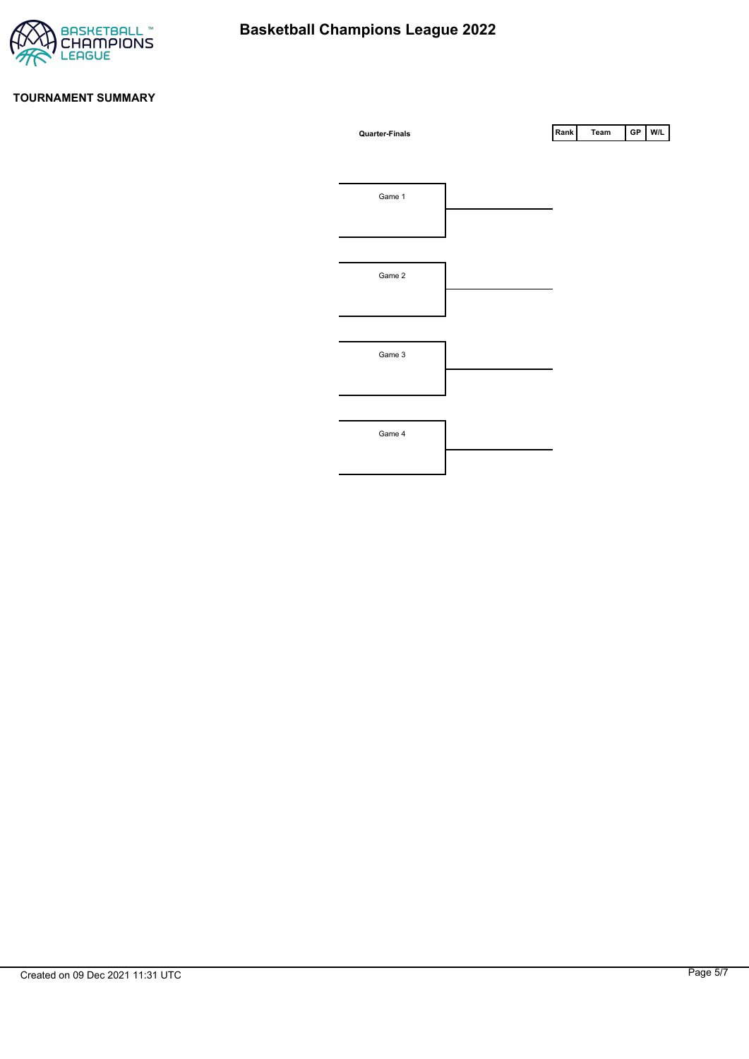# Basketball Champions League 2022

## TOURNAMENT SUMMARY

**Quarter-Finals**

| Rank | Team | GP | W/L |
|---|---|---|---|

Game 1

Game 2

Game 3

Game 4

Created on 09 Dec 2021 11:31 UTC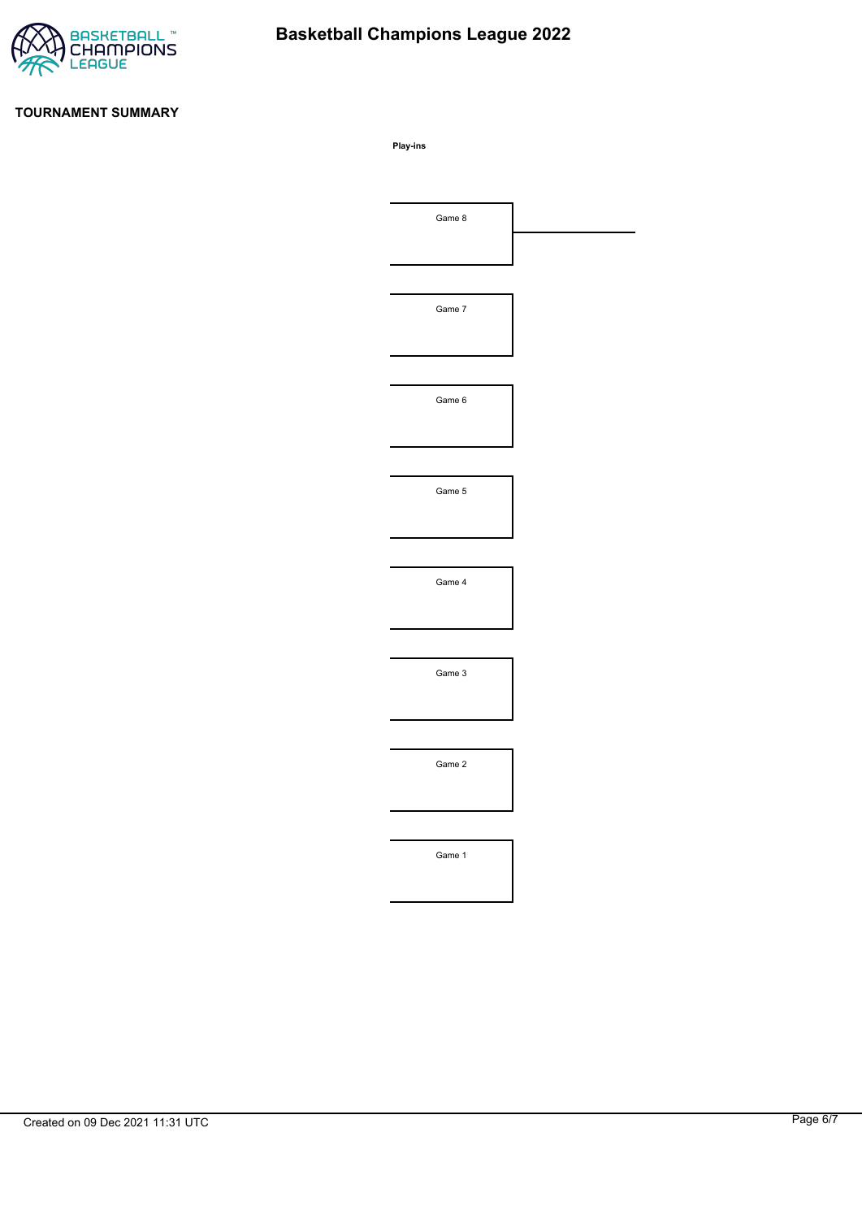# Basketball Champions League 2022

## TOURNAMENT SUMMARY

**Play-ins**

Game 8

Game 7

Game 6

Game 5

Game 4

Game 3

Game 2

Game 1

Created on 09 Dec 2021 11:31 UTC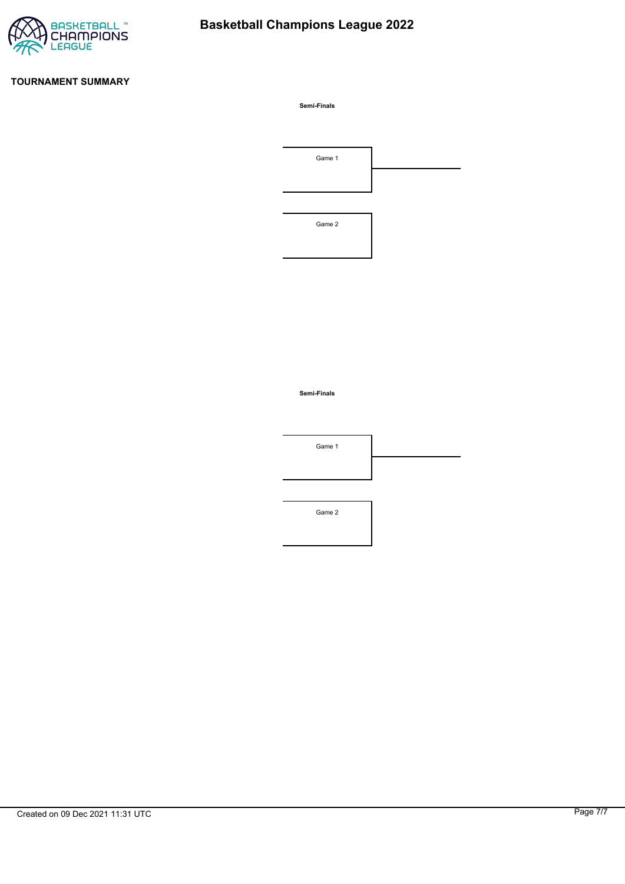# Basketball Champions League 2022

## TOURNAMENT SUMMARY

**Semi-Finals**

Game 1

Game 2

**Semi-Finals**

Game 1

Game 2

Created on 09 Dec 2021 11:31 UTC